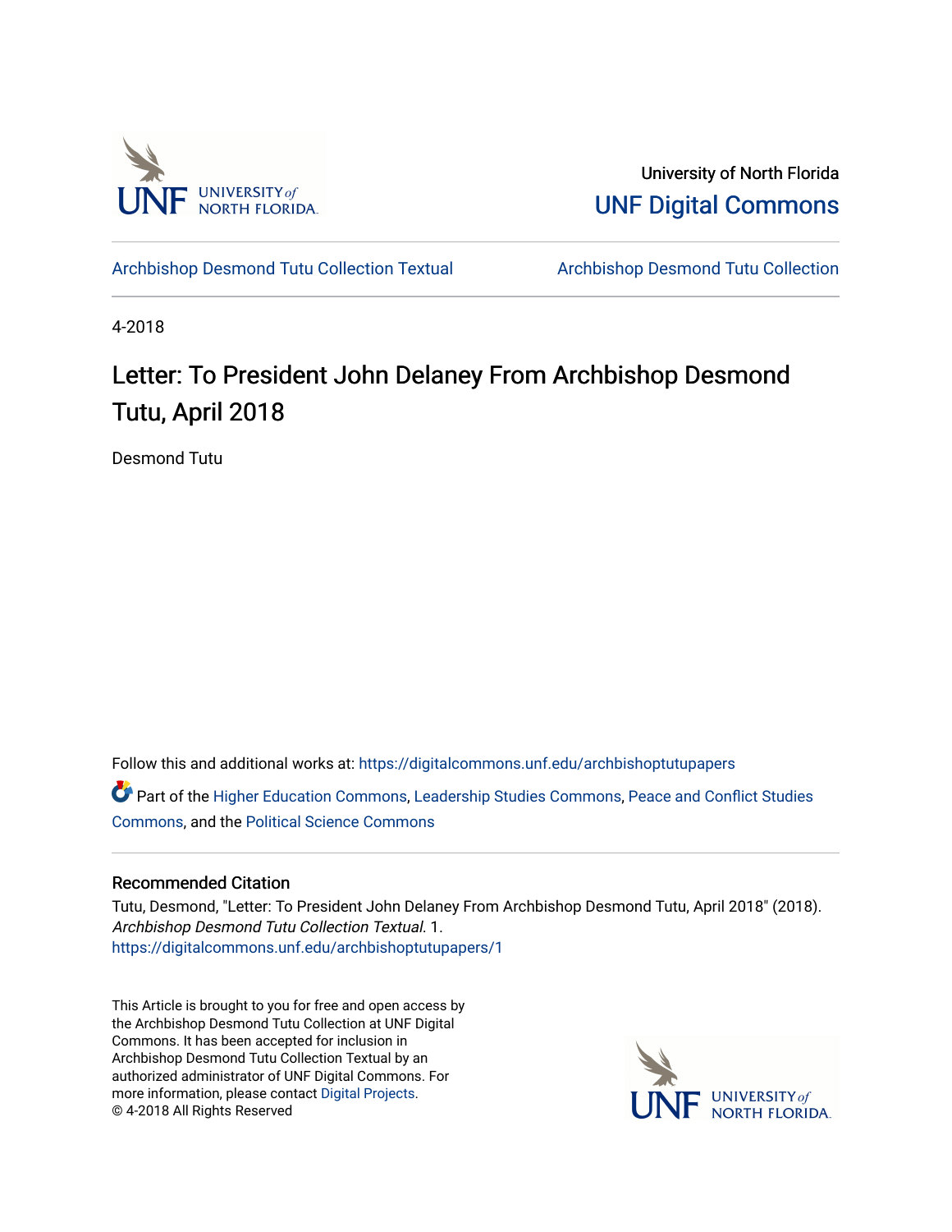University of North Florida

UNF Digital Commons

Archbishop Desmond Tutu Collection Textual

Archbishop Desmond Tutu Collection

4-2018

# Letter: To President John Delaney From Archbishop Desmond Tutu, April 2018

Desmond Tutu

Follow this and additional works at: https://digitalcommons.unf.edu/archbishoptutupapers

Part of the Higher Education Commons, Leadership Studies Commons, Peace and Conflict Studies Commons, and the Political Science Commons

## Recommended Citation

Tutu, Desmond, "Letter: To President John Delaney From Archbishop Desmond Tutu, April 2018" (2018). *Archbishop Desmond Tutu Collection Textual*. 1.
https://digitalcommons.unf.edu/archbishoptutupapers/1

This Article is brought to you for free and open access by the Archbishop Desmond Tutu Collection at UNF Digital Commons. It has been accepted for inclusion in Archbishop Desmond Tutu Collection Textual by an authorized administrator of UNF Digital Commons. For more information, please contact Digital Projects.
© 4-2018 All Rights Reserved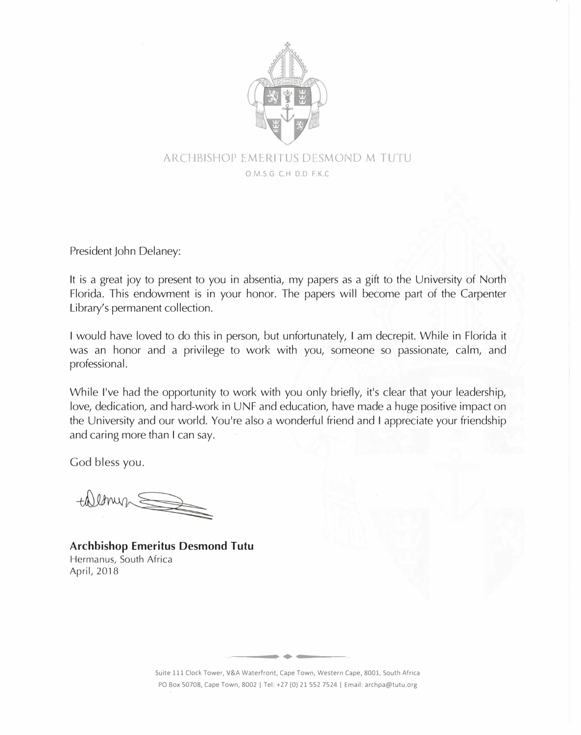ARCHBISHOP EMERITUS DESMOND M TUTU

O.M.S.G C.H D.D F.K.C

President John Delaney:

It is a great joy to present to you in absentia, my papers as a gift to the University of North Florida. This endowment is in your honor. The papers will become part of the Carpenter Library's permanent collection.

I would have loved to do this in person, but unfortunately, I am decrepit. While in Florida it was an honor and a privilege to work with you, someone so passionate, calm, and professional.

While I've had the opportunity to work with you only briefly, it's clear that your leadership, love, dedication, and hard-work in UNF and education, have made a huge positive impact on the University and our world. You're also a wonderful friend and I appreciate your friendship and caring more than I can say.

God bless you.

**Archbishop Emeritus Desmond Tutu**
Hermanus, South Africa
April, 2018

Suite 111 Clock Tower, V&A Waterfront, Cape Town, Western Cape, 8001, South Africa
PO Box 50708, Cape Town, 8002 | Tel: +27 (0) 21 552 7524 | Email: archpa@tutu.org